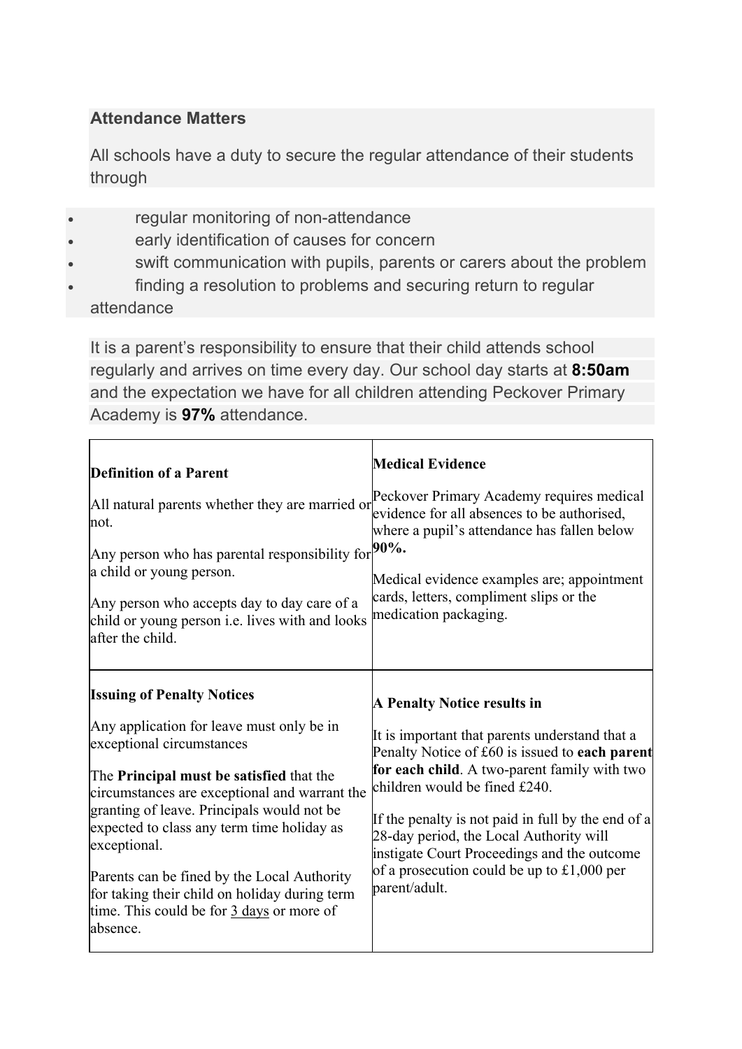## Attendance Matters

All schools have a duty to secure the regular attendance of their students through

- regular monitoring of non-attendance
- early identification of causes for concern
- swift communication with pupils, parents or carers about the problem
- finding a resolution to problems and securing return to regular attendance

It is a parent's responsibility to ensure that their child attends school regularly and arrives on time every day. Our school day starts at **8:50am** and the expectation we have for all children attending Peckover Primary Academy is **97%** attendance.

| **Definition of a Parent**<br><br>All natural parents whether they are married or not.<br><br>Any person who has parental responsibility for a child or young person.<br><br>Any person who accepts day to day care of a child or young person i.e. lives with and looks after the child. | **Medical Evidence**<br><br>Peckover Primary Academy requires medical evidence for all absences to be authorised, where a pupil's attendance has fallen below **90%.**<br><br>Medical evidence examples are; appointment cards, letters, compliment slips or the medication packaging. |
|---|---|
| **Issuing of Penalty Notices**<br><br>Any application for leave must only be in exceptional circumstances<br><br>The **Principal must be satisfied** that the circumstances are exceptional and warrant the granting of leave. Principals would not be expected to class any term time holiday as exceptional.<br><br>Parents can be fined by the Local Authority for taking their child on holiday during term time. This could be for 3 days or more of absence. | **A Penalty Notice results in**<br><br>It is important that parents understand that a Penalty Notice of £60 is issued to **each parent for each child**. A two-parent family with two children would be fined £240.<br><br>If the penalty is not paid in full by the end of a 28-day period, the Local Authority will instigate Court Proceedings and the outcome of a prosecution could be up to £1,000 per parent/adult. |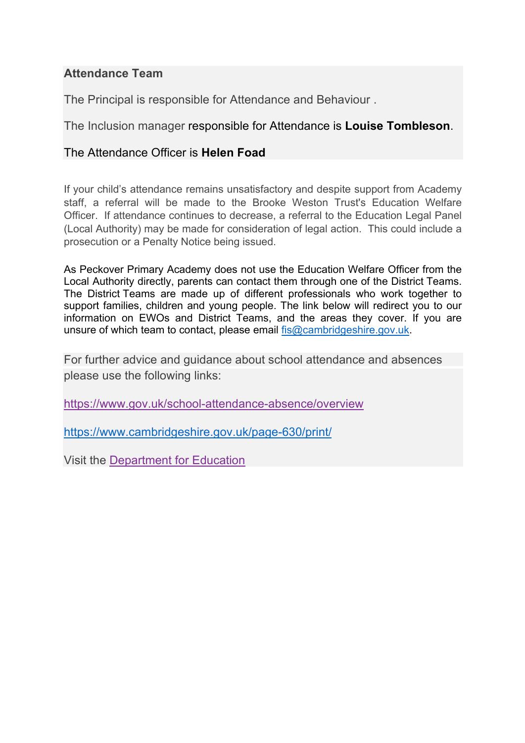**Attendance Team**

The Principal is responsible for Attendance and Behaviour .

The Inclusion manager responsible for Attendance is **Louise Tombleson**.

The Attendance Officer is **Helen Foad**

If your child's attendance remains unsatisfactory and despite support from Academy staff, a referral will be made to the Brooke Weston Trust's Education Welfare Officer. If attendance continues to decrease, a referral to the Education Legal Panel (Local Authority) may be made for consideration of legal action. This could include a prosecution or a Penalty Notice being issued.

As Peckover Primary Academy does not use the Education Welfare Officer from the Local Authority directly, parents can contact them through one of the District Teams. The District Teams are made up of different professionals who work together to support families, children and young people. The link below will redirect you to our information on EWOs and District Teams, and the areas they cover. If you are unsure of which team to contact, please email fis@cambridgeshire.gov.uk.

For further advice and guidance about school attendance and absences please use the following links:

https://www.gov.uk/school-attendance-absence/overview

https://www.cambridgeshire.gov.uk/page-630/print/

Visit the Department for Education